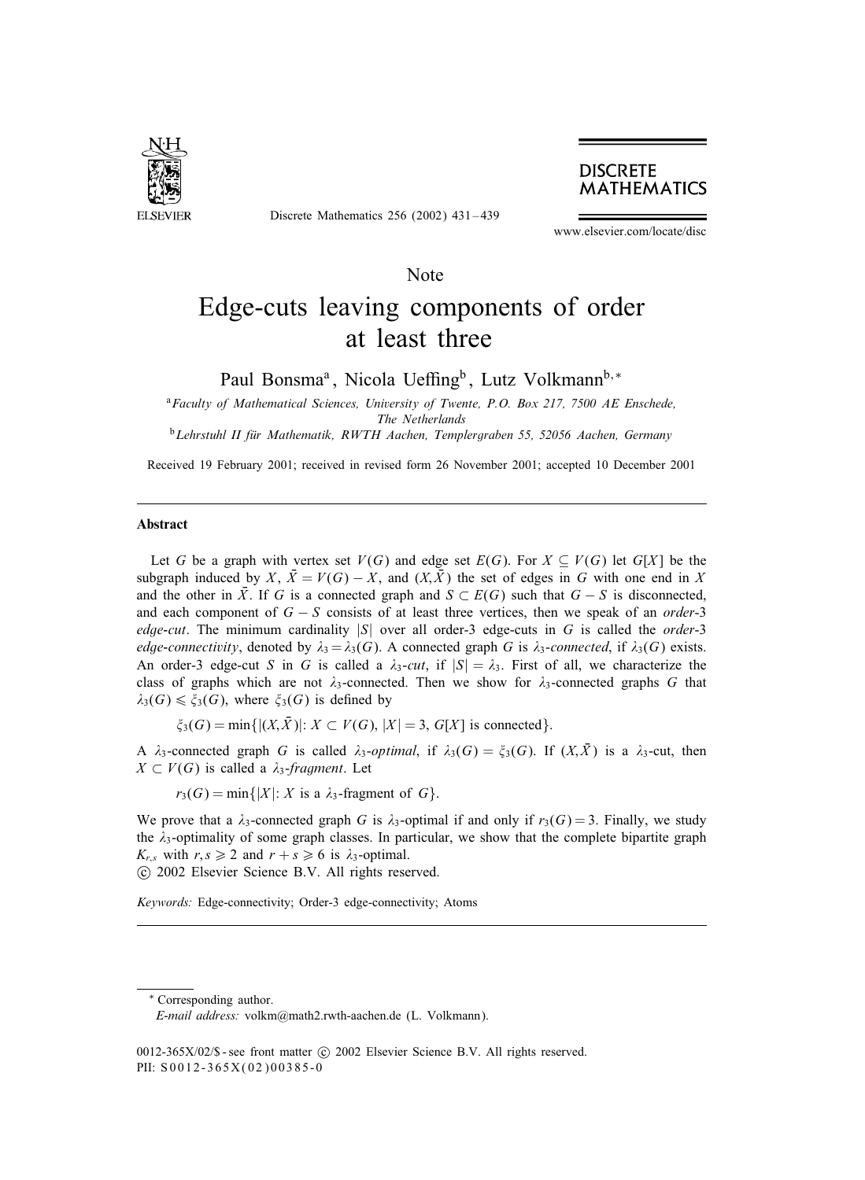Note

# Edge-cuts leaving components of order at least three

Paul Bonsma[a], Nicola Ueffing[b], Lutz Volkmann[b,*]

[a] *Faculty of Mathematical Sciences, University of Twente, P.O. Box 217, 7500 AE Enschede, The Netherlands*

[b] *Lehrstuhl II für Mathematik, RWTH Aachen, Templergraben 55, 52056 Aachen, Germany*

Received 19 February 2001; received in revised form 26 November 2001; accepted 10 December 2001

## Abstract

Let $G$ be a graph with vertex set $V(G)$ and edge set $E(G)$. For $X \subseteq V(G)$ let $G[X]$ be the subgraph induced by $X$, $\bar{X} = V(G) - X$, and $(X, \bar{X})$ the set of edges in $G$ with one end in $X$ and the other in $\bar{X}$. If $G$ is a connected graph and $S \subset E(G)$ such that $G - S$ is disconnected, and each component of $G - S$ consists of at least three vertices, then we speak of an *order*-3 *edge-cut*. The minimum cardinality $|S|$ over all order-3 edge-cuts in $G$ is called the *order*-3 *edge-connectivity*, denoted by $\lambda_3 = \lambda_3(G)$. A connected graph $G$ is $\lambda_3$-*connected*, if $\lambda_3(G)$ exists. An order-3 edge-cut $S$ in $G$ is called a $\lambda_3$-*cut*, if $|S| = \lambda_3$. First of all, we characterize the class of graphs which are not $\lambda_3$-connected. Then we show for $\lambda_3$-connected graphs $G$ that $\lambda_3(G) \leqslant \xi_3(G)$, where $\xi_3(G)$ is defined by

$$\xi_3(G) = \min\{|(X, \bar{X})|: X \subset V(G), |X| = 3, G[X] \text{ is connected}\}.$$

A $\lambda_3$-connected graph $G$ is called $\lambda_3$-*optimal*, if $\lambda_3(G) = \xi_3(G)$. If $(X, \bar{X})$ is a $\lambda_3$-cut, then $X \subset V(G)$ is called a $\lambda_3$-*fragment*. Let

$$r_3(G) = \min\{|X|: X \text{ is a } \lambda_3\text{-fragment of } G\}.$$

We prove that a $\lambda_3$-connected graph $G$ is $\lambda_3$-optimal if and only if $r_3(G) = 3$. Finally, we study the $\lambda_3$-optimality of some graph classes. In particular, we show that the complete bipartite graph $K_{r,s}$ with $r, s \geqslant 2$ and $r + s \geqslant 6$ is $\lambda_3$-optimal.

© 2002 Elsevier Science B.V. All rights reserved.

*Keywords:* Edge-connectivity; Order-3 edge-connectivity; Atoms

---

\* Corresponding author.

*E-mail address:* volkm@math2.rwth-aachen.de (L. Volkmann).

0012-365X/02/$ - see front matter © 2002 Elsevier Science B.V. All rights reserved.
PII: S0012-365X(02)00385-0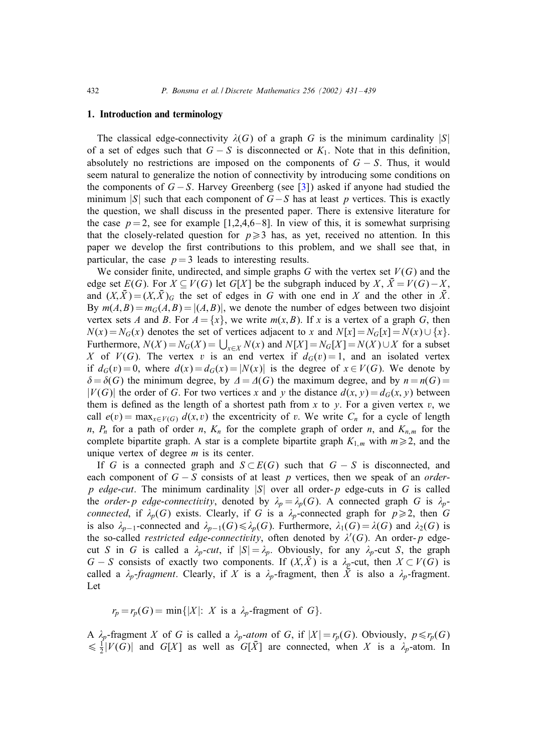## 1. Introduction and terminology

The classical edge-connectivity $\lambda(G)$ of a graph $G$ is the minimum cardinality $|S|$ of a set of edges such that $G - S$ is disconnected or $K_1$. Note that in this definition, absolutely no restrictions are imposed on the components of $G - S$. Thus, it would seem natural to generalize the notion of connectivity by introducing some conditions on the components of $G - S$. Harvey Greenberg (see [3]) asked if anyone had studied the minimum $|S|$ such that each component of $G - S$ has at least $p$ vertices. This is exactly the question, we shall discuss in the presented paper. There is extensive literature for the case $p = 2$, see for example [1,2,4,6–8]. In view of this, it is somewhat surprising that the closely-related question for $p \geqslant 3$ has, as yet, received no attention. In this paper we develop the first contributions to this problem, and we shall see that, in particular, the case $p = 3$ leads to interesting results.

We consider finite, undirected, and simple graphs $G$ with the vertex set $V(G)$ and the edge set $E(G)$. For $X \subseteq V(G)$ let $G[X]$ be the subgraph induced by $X$, $\bar{X} = V(G) - X$, and $(X, \bar{X}) = (X, \bar{X})_G$ the set of edges in $G$ with one end in $X$ and the other in $\bar{X}$. By $m(A, B) = m_G(A, B) = |(A, B)|$, we denote the number of edges between two disjoint vertex sets $A$ and $B$. For $A = \{x\}$, we write $m(x, B)$. If $x$ is a vertex of a graph $G$, then $N(x) = N_G(x)$ denotes the set of vertices adjacent to $x$ and $N[x] = N_G[x] = N(x) \cup \{x\}$. Furthermore, $N(X) = N_G(X) = \bigcup_{x \in X} N(x)$ and $N[X] = N_G[X] = N(X) \cup X$ for a subset $X$ of $V(G)$. The vertex $v$ is an end vertex if $d_G(v) = 1$, and an isolated vertex if $d_G(v) = 0$, where $d(x) = d_G(x) = |N(x)|$ is the degree of $x \in V(G)$. We denote by $\delta = \delta(G)$ the minimum degree, by $\Delta = \Delta(G)$ the maximum degree, and by $n = n(G) = |V(G)|$ the order of $G$. For two vertices $x$ and $y$ the distance $d(x, y) = d_G(x, y)$ between them is defined as the length of a shortest path from $x$ to $y$. For a given vertex $v$, we call $e(v) = \max_{x \in V(G)} d(x, v)$ the excentricity of $v$. We write $C_n$ for a cycle of length $n$, $P_n$ for a path of order $n$, $K_n$ for the complete graph of order $n$, and $K_{n,m}$ for the complete bipartite graph. A star is a complete bipartite graph $K_{1,m}$ with $m \geqslant 2$, and the unique vertex of degree $m$ is its center.

If $G$ is a connected graph and $S \subset E(G)$ such that $G - S$ is disconnected, and each component of $G - S$ consists of at least $p$ vertices, then we speak of an *order-$p$ edge-cut*. The minimum cardinality $|S|$ over all order-$p$ edge-cuts in $G$ is called the *order-$p$ edge-connectivity*, denoted by $\lambda_p = \lambda_p(G)$. A connected graph $G$ is *$\lambda_p$-connected*, if $\lambda_p(G)$ exists. Clearly, if $G$ is a $\lambda_p$-connected graph for $p \geqslant 2$, then $G$ is also $\lambda_{p-1}$-connected and $\lambda_{p-1}(G) \leqslant \lambda_p(G)$. Furthermore, $\lambda_1(G) = \lambda(G)$ and $\lambda_2(G)$ is the so-called *restricted edge-connectivity*, often denoted by $\lambda'(G)$. An order-$p$ edge-cut $S$ in $G$ is called a *$\lambda_p$-cut*, if $|S| = \lambda_p$. Obviously, for any $\lambda_p$-cut $S$, the graph $G - S$ consists of exactly two components. If $(X, \bar{X})$ is a $\lambda_p$-cut, then $X \subset V(G)$ is called a *$\lambda_p$-fragment*. Clearly, if $X$ is a $\lambda_p$-fragment, then $\bar{X}$ is also a $\lambda_p$-fragment. Let

$$r_p = r_p(G) = \min\{|X|\colon\ X \text{ is a } \lambda_p\text{-fragment of } G\}.$$

A $\lambda_p$-fragment $X$ of $G$ is called a *$\lambda_p$-atom* of $G$, if $|X| = r_p(G)$. Obviously, $p \leqslant r_p(G) \leqslant \frac{1}{2}|V(G)|$ and $G[X]$ as well as $G[\bar{X}]$ are connected, when $X$ is a $\lambda_p$-atom. In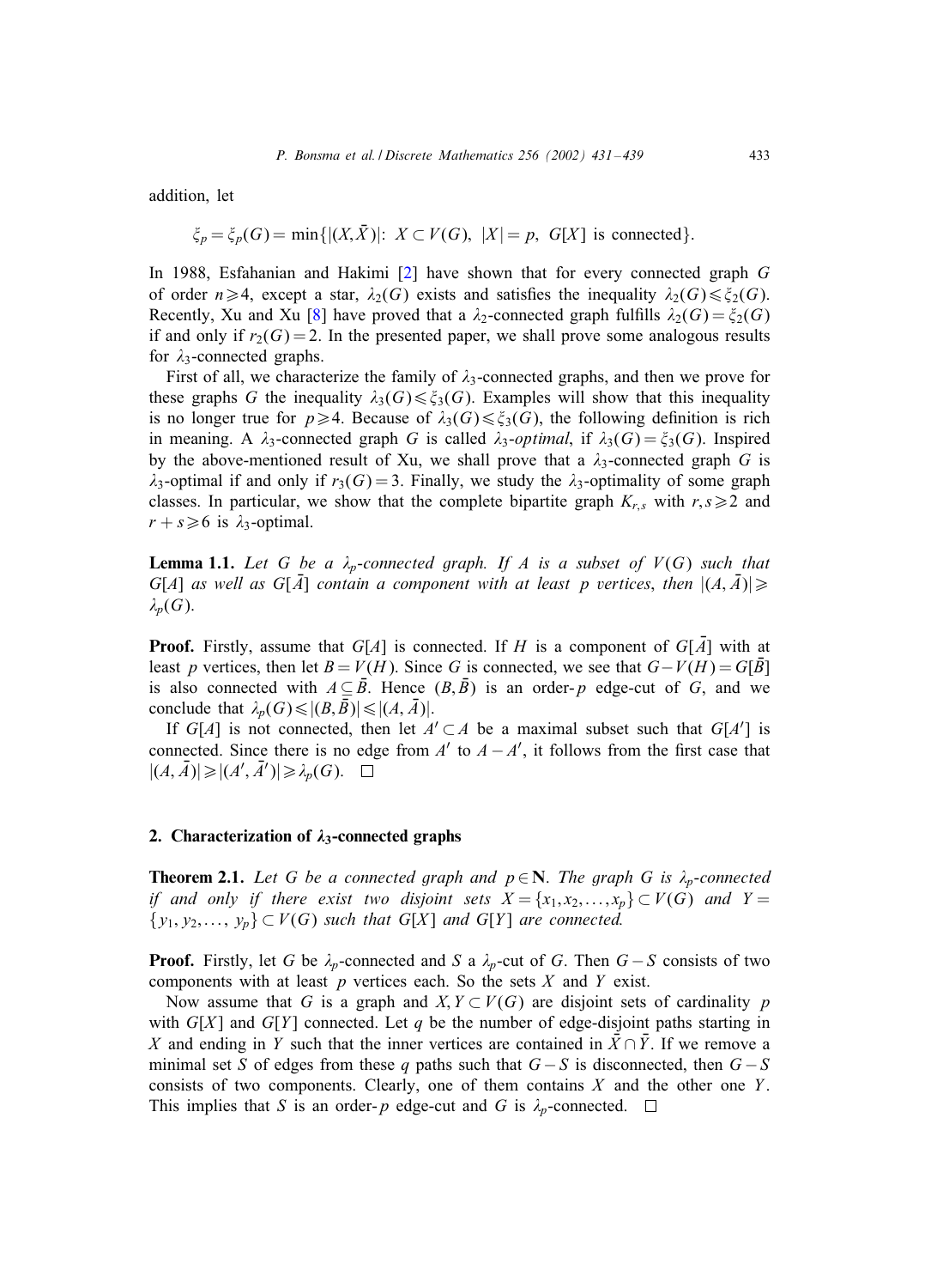addition, let

$$\xi_p = \xi_p(G) = \min\{|(X, \bar{X})|:\ X \subset V(G),\ |X| = p,\ G[X] \text{ is connected}\}.$$

In 1988, Esfahanian and Hakimi [2] have shown that for every connected graph $G$ of order $n \geqslant 4$, except a star, $\lambda_2(G)$ exists and satisfies the inequality $\lambda_2(G) \leqslant \xi_2(G)$. Recently, Xu and Xu [8] have proved that a $\lambda_2$-connected graph fulfills $\lambda_2(G) = \xi_2(G)$ if and only if $r_2(G) = 2$. In the presented paper, we shall prove some analogous results for $\lambda_3$-connected graphs.

First of all, we characterize the family of $\lambda_3$-connected graphs, and then we prove for these graphs $G$ the inequality $\lambda_3(G) \leqslant \xi_3(G)$. Examples will show that this inequality is no longer true for $p \geqslant 4$. Because of $\lambda_3(G) \leqslant \xi_3(G)$, the following definition is rich in meaning. A $\lambda_3$-connected graph $G$ is called *$\lambda_3$-optimal*, if $\lambda_3(G) = \xi_3(G)$. Inspired by the above-mentioned result of Xu, we shall prove that a $\lambda_3$-connected graph $G$ is $\lambda_3$-optimal if and only if $r_3(G) = 3$. Finally, we study the $\lambda_3$-optimality of some graph classes. In particular, we show that the complete bipartite graph $K_{r,s}$ with $r, s \geqslant 2$ and $r + s \geqslant 6$ is $\lambda_3$-optimal.

**Lemma 1.1.** *Let $G$ be a $\lambda_p$-connected graph. If $A$ is a subset of $V(G)$ such that $G[A]$ as well as $G[\bar{A}]$ contain a component with at least $p$ vertices, then $|(A, \bar{A})| \geqslant \lambda_p(G)$.*

**Proof.** Firstly, assume that $G[A]$ is connected. If $H$ is a component of $G[\bar{A}]$ with at least $p$ vertices, then let $B = V(H)$. Since $G$ is connected, we see that $G - V(H) = G[\bar{B}]$ is also connected with $A \subseteq \bar{B}$. Hence $(B, \bar{B})$ is an order-$p$ edge-cut of $G$, and we conclude that $\lambda_p(G) \leqslant |(B, \bar{B})| \leqslant |(A, \bar{A})|$.

If $G[A]$ is not connected, then let $A' \subset A$ be a maximal subset such that $G[A']$ is connected. Since there is no edge from $A'$ to $A - A'$, it follows from the first case that $|(A, \bar{A})| \geqslant |(A', \bar{A}')| \geqslant \lambda_p(G)$. $\square$

## 2. Characterization of $\lambda_3$-connected graphs

**Theorem 2.1.** *Let $G$ be a connected graph and $p \in \mathbf{N}$. The graph $G$ is $\lambda_p$-connected if and only if there exist two disjoint sets $X = \{x_1, x_2, \ldots, x_p\} \subset V(G)$ and $Y = \{y_1, y_2, \ldots, y_p\} \subset V(G)$ such that $G[X]$ and $G[Y]$ are connected.*

**Proof.** Firstly, let $G$ be $\lambda_p$-connected and $S$ a $\lambda_p$-cut of $G$. Then $G - S$ consists of two components with at least $p$ vertices each. So the sets $X$ and $Y$ exist.

Now assume that $G$ is a graph and $X, Y \subset V(G)$ are disjoint sets of cardinality $p$ with $G[X]$ and $G[Y]$ connected. Let $q$ be the number of edge-disjoint paths starting in $X$ and ending in $Y$ such that the inner vertices are contained in $\bar{X} \cap \bar{Y}$. If we remove a minimal set $S$ of edges from these $q$ paths such that $G - S$ is disconnected, then $G - S$ consists of two components. Clearly, one of them contains $X$ and the other one $Y$. This implies that $S$ is an order-$p$ edge-cut and $G$ is $\lambda_p$-connected. $\square$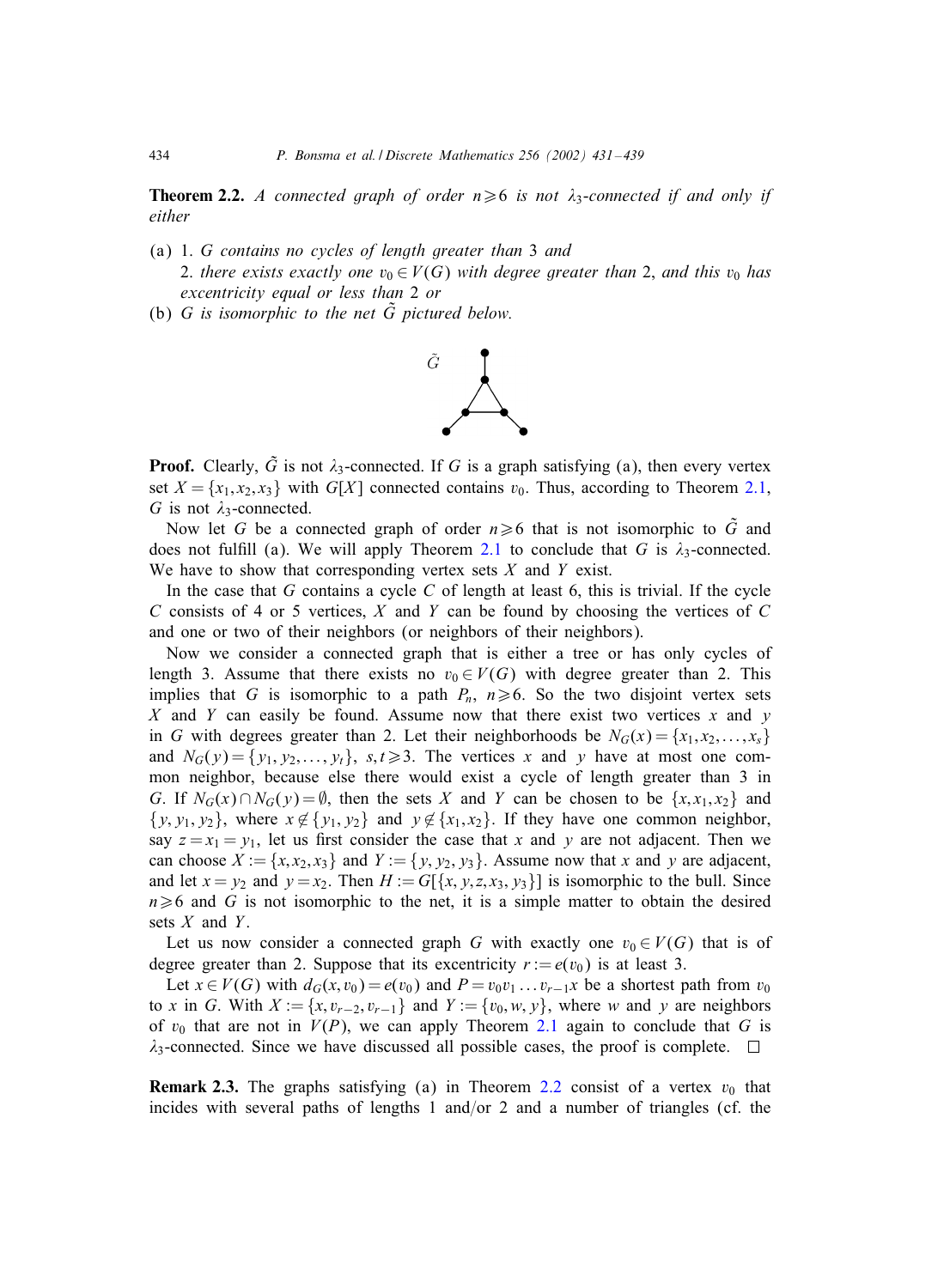**Theorem 2.2.** *A connected graph of order $n \geqslant 6$ is not $\lambda_3$-connected if and only if either*

- (a) 1. *G contains no cycles of length greater than* 3 *and*
  2. *there exists exactly one $v_0 \in V(G)$ with degree greater than* 2, *and this $v_0$ has excentricity equal or less than* 2 *or*
- (b) *G is isomorphic to the net $\tilde{G}$ pictured below.*

**Proof.** Clearly, $\tilde{G}$ is not $\lambda_3$-connected. If $G$ is a graph satisfying (a), then every vertex set $X = \{x_1, x_2, x_3\}$ with $G[X]$ connected contains $v_0$. Thus, according to Theorem 2.1, $G$ is not $\lambda_3$-connected.

Now let $G$ be a connected graph of order $n \geqslant 6$ that is not isomorphic to $\tilde{G}$ and does not fulfill (a). We will apply Theorem 2.1 to conclude that $G$ is $\lambda_3$-connected. We have to show that corresponding vertex sets $X$ and $Y$ exist.

In the case that $G$ contains a cycle $C$ of length at least 6, this is trivial. If the cycle $C$ consists of 4 or 5 vertices, $X$ and $Y$ can be found by choosing the vertices of $C$ and one or two of their neighbors (or neighbors of their neighbors).

Now we consider a connected graph that is either a tree or has only cycles of length 3. Assume that there exists no $v_0 \in V(G)$ with degree greater than 2. This implies that $G$ is isomorphic to a path $P_n$, $n \geqslant 6$. So the two disjoint vertex sets $X$ and $Y$ can easily be found. Assume now that there exist two vertices $x$ and $y$ in $G$ with degrees greater than 2. Let their neighborhoods be $N_G(x) = \{x_1, x_2, \ldots, x_s\}$ and $N_G(y) = \{y_1, y_2, \ldots, y_t\}$, $s, t \geqslant 3$. The vertices $x$ and $y$ have at most one common neighbor, because else there would exist a cycle of length greater than 3 in $G$. If $N_G(x) \cap N_G(y) = \emptyset$, then the sets $X$ and $Y$ can be chosen to be $\{x, x_1, x_2\}$ and $\{y, y_1, y_2\}$, where $x \notin \{y_1, y_2\}$ and $y \notin \{x_1, x_2\}$. If they have one common neighbor, say $z = x_1 = y_1$, let us first consider the case that $x$ and $y$ are not adjacent. Then we can choose $X := \{x, x_2, x_3\}$ and $Y := \{y, y_2, y_3\}$. Assume now that $x$ and $y$ are adjacent, and let $x = y_2$ and $y = x_2$. Then $H := G[\{x, y, z, x_3, y_3\}]$ is isomorphic to the bull. Since $n \geqslant 6$ and $G$ is not isomorphic to the net, it is a simple matter to obtain the desired sets $X$ and $Y$.

Let us now consider a connected graph $G$ with exactly one $v_0 \in V(G)$ that is of degree greater than 2. Suppose that its excentricity $r := e(v_0)$ is at least 3.

Let $x \in V(G)$ with $d_G(x, v_0) = e(v_0)$ and $P = v_0 v_1 \ldots v_{r-1} x$ be a shortest path from $v_0$ to $x$ in $G$. With $X := \{x, v_{r-2}, v_{r-1}\}$ and $Y := \{v_0, w, y\}$, where $w$ and $y$ are neighbors of $v_0$ that are not in $V(P)$, we can apply Theorem 2.1 again to conclude that $G$ is $\lambda_3$-connected. Since we have discussed all possible cases, the proof is complete. $\square$

**Remark 2.3.** The graphs satisfying (a) in Theorem 2.2 consist of a vertex $v_0$ that incides with several paths of lengths 1 and/or 2 and a number of triangles (cf. the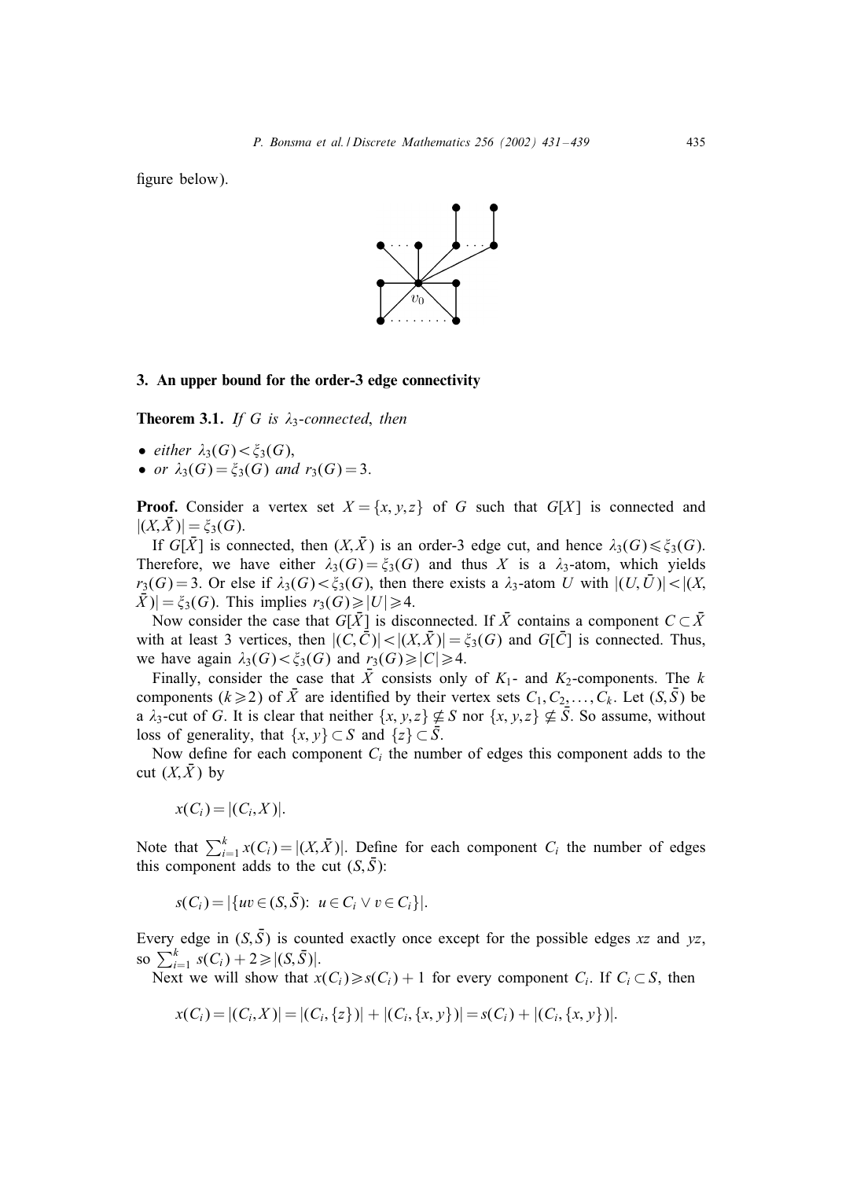figure below).

## 3. An upper bound for the order-3 edge connectivity

**Theorem 3.1.** *If $G$ is $\lambda_3$-connected, then*

- *either $\lambda_3(G) < \xi_3(G)$,*
- *or $\lambda_3(G) = \xi_3(G)$ and $r_3(G) = 3$.*

**Proof.** Consider a vertex set $X = \{x, y, z\}$ of $G$ such that $G[X]$ is connected and $|(X, \bar{X})| = \xi_3(G)$.

If $G[\bar{X}]$ is connected, then $(X, \bar{X})$ is an order-3 edge cut, and hence $\lambda_3(G) \leqslant \xi_3(G)$. Therefore, we have either $\lambda_3(G) = \xi_3(G)$ and thus $X$ is a $\lambda_3$-atom, which yields $r_3(G) = 3$. Or else if $\lambda_3(G) < \xi_3(G)$, then there exists a $\lambda_3$-atom $U$ with $|(U, \bar{U})| < |(X, \bar{X})| = \xi_3(G)$. This implies $r_3(G) \geqslant |U| \geqslant 4$.

Now consider the case that $G[\bar{X}]$ is disconnected. If $\bar{X}$ contains a component $C \subset \bar{X}$ with at least 3 vertices, then $|(C, \bar{C})| < |(X, \bar{X})| = \xi_3(G)$ and $G[\bar{C}]$ is connected. Thus, we have again $\lambda_3(G) < \xi_3(G)$ and $r_3(G) \geqslant |C| \geqslant 4$.

Finally, consider the case that $\bar{X}$ consists only of $K_1$- and $K_2$-components. The $k$ components ($k \geqslant 2$) of $\bar{X}$ are identified by their vertex sets $C_1, C_2, \ldots, C_k$. Let $(S, \bar{S})$ be a $\lambda_3$-cut of $G$. It is clear that neither $\{x, y, z\} \not\subseteq S$ nor $\{x, y, z\} \not\subseteq \bar{S}$. So assume, without loss of generality, that $\{x, y\} \subset S$ and $\{z\} \subset \bar{S}$.

Now define for each component $C_i$ the number of edges this component adds to the cut $(X, \bar{X})$ by

$$x(C_i) = |(C_i, X)|.$$

Note that $\sum_{i=1}^{k} x(C_i) = |(X, \bar{X})|$. Define for each component $C_i$ the number of edges this component adds to the cut $(S, \bar{S})$:

$$s(C_i) = |\{uv \in (S, \bar{S}):\ u \in C_i \vee v \in C_i\}|.$$

Every edge in $(S, \bar{S})$ is counted exactly once except for the possible edges $xz$ and $yz$, so $\sum_{i=1}^{k} s(C_i) + 2 \geqslant |(S, \bar{S})|$.

Next we will show that $x(C_i) \geqslant s(C_i) + 1$ for every component $C_i$. If $C_i \subset S$, then

$$x(C_i) = |(C_i, X)| = |(C_i, \{z\})| + |(C_i, \{x, y\})| = s(C_i) + |(C_i, \{x, y\})|.$$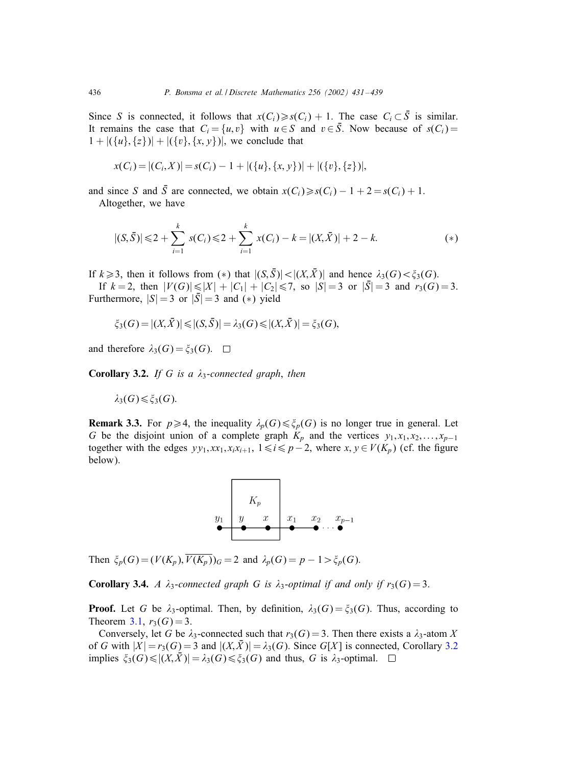Since $S$ is connected, it follows that $x(C_i) \geqslant s(C_i) + 1$. The case $C_i \subset \bar{S}$ is similar. It remains the case that $C_i = \{u, v\}$ with $u \in S$ and $v \in \bar{S}$. Now because of $s(C_i) = 1 + |(\{u\}, \{z\})| + |(\{v\}, \{x, y\})|$, we conclude that

$$x(C_i) = |(C_i, X)| = s(C_i) - 1 + |(\{u\}, \{x, y\})| + |(\{v\}, \{z\})|,$$

and since $S$ and $\bar{S}$ are connected, we obtain $x(C_i) \geqslant s(C_i) - 1 + 2 = s(C_i) + 1$.

Altogether, we have

$$|(S, \bar{S})| \leqslant 2 + \sum_{i=1}^{k} s(C_i) \leqslant 2 + \sum_{i=1}^{k} x(C_i) - k = |(X, \bar{X})| + 2 - k. \qquad (*)$$

If $k \geqslant 3$, then it follows from $(*)$ that $|(S, \bar{S})| < |(X, \bar{X})|$ and hence $\lambda_3(G) < \xi_3(G)$.

If $k = 2$, then $|V(G)| \leqslant |X| + |C_1| + |C_2| \leqslant 7$, so $|S| = 3$ or $|\bar{S}| = 3$ and $r_3(G) = 3$. Furthermore, $|S| = 3$ or $|\bar{S}| = 3$ and $(*)$ yield

$$\xi_3(G) = |(X, \bar{X})| \leqslant |(S, \bar{S})| = \lambda_3(G) \leqslant |(X, \bar{X})| = \xi_3(G),$$

and therefore $\lambda_3(G) = \xi_3(G)$. □

**Corollary 3.2.** *If $G$ is a $\lambda_3$-connected graph, then*

$$\lambda_3(G) \leqslant \xi_3(G).$$

**Remark 3.3.** For $p \geqslant 4$, the inequality $\lambda_p(G) \leqslant \xi_p(G)$ is no longer true in general. Let $G$ be the disjoint union of a complete graph $K_p$ and the vertices $y_1, x_1, x_2, \ldots, x_{p-1}$ together with the edges $yy_1, xx_1, x_ix_{i+1}$, $1 \leqslant i \leqslant p-2$, where $x, y \in V(K_p)$ (cf. the figure below).

Then $\xi_p(G) = (V(K_p), \overline{V(K_p)})_G = 2$ and $\lambda_p(G) = p - 1 > \xi_p(G)$.

**Corollary 3.4.** *A $\lambda_3$-connected graph $G$ is $\lambda_3$-optimal if and only if $r_3(G) = 3$.*

**Proof.** Let $G$ be $\lambda_3$-optimal. Then, by definition, $\lambda_3(G) = \xi_3(G)$. Thus, according to Theorem 3.1, $r_3(G) = 3$.

Conversely, let $G$ be $\lambda_3$-connected such that $r_3(G) = 3$. Then there exists a $\lambda_3$-atom $X$ of $G$ with $|X| = r_3(G) = 3$ and $|(X, \bar{X})| = \lambda_3(G)$. Since $G[X]$ is connected, Corollary 3.2 implies $\xi_3(G) \leqslant |(X, \bar{X})| = \lambda_3(G) \leqslant \xi_3(G)$ and thus, $G$ is $\lambda_3$-optimal. □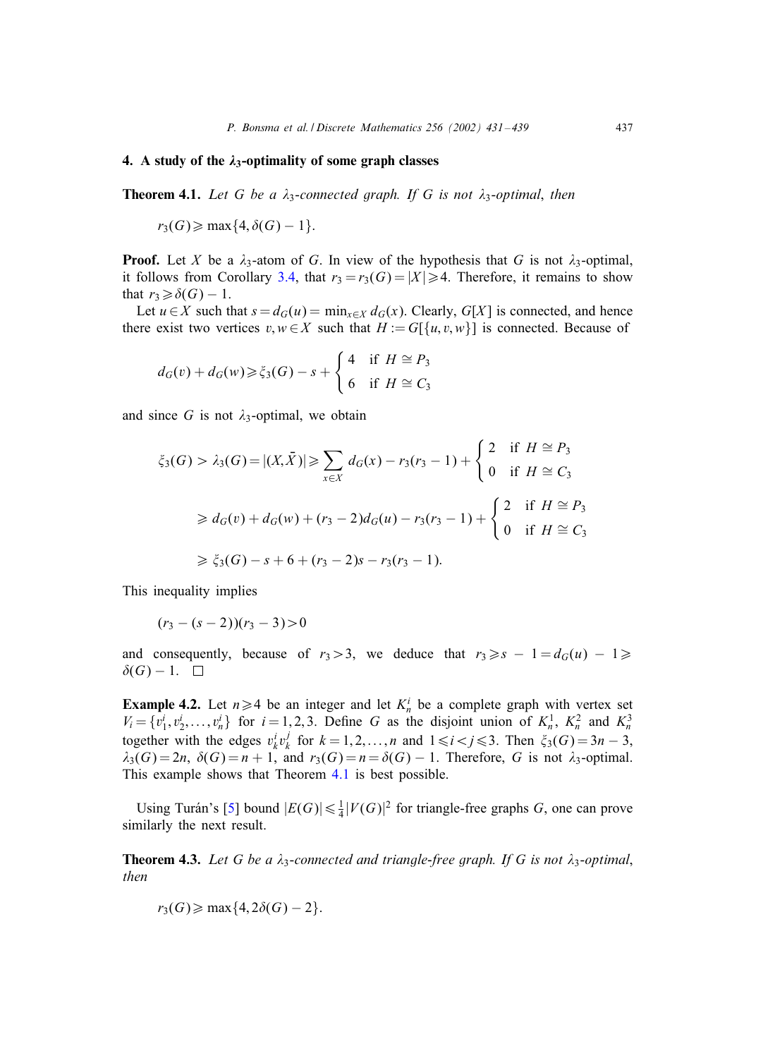## 4. A study of the $\lambda_3$-optimality of some graph classes

**Theorem 4.1.** *Let $G$ be a $\lambda_3$-connected graph. If $G$ is not $\lambda_3$-optimal, then*

$$r_3(G) \geqslant \max\{4, \delta(G) - 1\}.$$

**Proof.** Let $X$ be a $\lambda_3$-atom of $G$. In view of the hypothesis that $G$ is not $\lambda_3$-optimal, it follows from Corollary 3.4, that $r_3 = r_3(G) = |X| \geqslant 4$. Therefore, it remains to show that $r_3 \geqslant \delta(G) - 1$.

Let $u \in X$ such that $s = d_G(u) = \min_{x \in X} d_G(x)$. Clearly, $G[X]$ is connected, and hence there exist two vertices $v, w \in X$ such that $H := G[\{u, v, w\}]$ is connected. Because of

$$d_G(v) + d_G(w) \geqslant \xi_3(G) - s + \begin{cases} 4 & \text{if } H \cong P_3 \\ 6 & \text{if } H \cong C_3 \end{cases}$$

and since $G$ is not $\lambda_3$-optimal, we obtain

$$\begin{aligned} \xi_3(G) > \lambda_3(G) = |(X, \bar{X})| &\geqslant \sum_{x \in X} d_G(x) - r_3(r_3 - 1) + \begin{cases} 2 & \text{if } H \cong P_3 \\ 0 & \text{if } H \cong C_3 \end{cases} \\ &\geqslant d_G(v) + d_G(w) + (r_3 - 2)d_G(u) - r_3(r_3 - 1) + \begin{cases} 2 & \text{if } H \cong P_3 \\ 0 & \text{if } H \cong C_3 \end{cases} \\ &\geqslant \xi_3(G) - s + 6 + (r_3 - 2)s - r_3(r_3 - 1). \end{aligned}$$

This inequality implies

$$(r_3 - (s - 2))(r_3 - 3) > 0$$

and consequently, because of $r_3 > 3$, we deduce that $r_3 \geqslant s - 1 = d_G(u) - 1 \geqslant \delta(G) - 1$. $\square$

**Example 4.2.** Let $n \geqslant 4$ be an integer and let $K_n^i$ be a complete graph with vertex set $V_i = \{v_1^i, v_2^i, \ldots, v_n^i\}$ for $i = 1, 2, 3$. Define $G$ as the disjoint union of $K_n^1$, $K_n^2$ and $K_n^3$ together with the edges $v_k^i v_k^j$ for $k = 1, 2, \ldots, n$ and $1 \leqslant i < j \leqslant 3$. Then $\xi_3(G) = 3n - 3$, $\lambda_3(G) = 2n$, $\delta(G) = n + 1$, and $r_3(G) = n = \delta(G) - 1$. Therefore, $G$ is not $\lambda_3$-optimal. This example shows that Theorem 4.1 is best possible.

Using Turán's [5] bound $|E(G)| \leqslant \frac{1}{4}|V(G)|^2$ for triangle-free graphs $G$, one can prove similarly the next result.

**Theorem 4.3.** *Let $G$ be a $\lambda_3$-connected and triangle-free graph. If $G$ is not $\lambda_3$-optimal, then*

$$r_3(G) \geqslant \max\{4, 2\delta(G) - 2\}.$$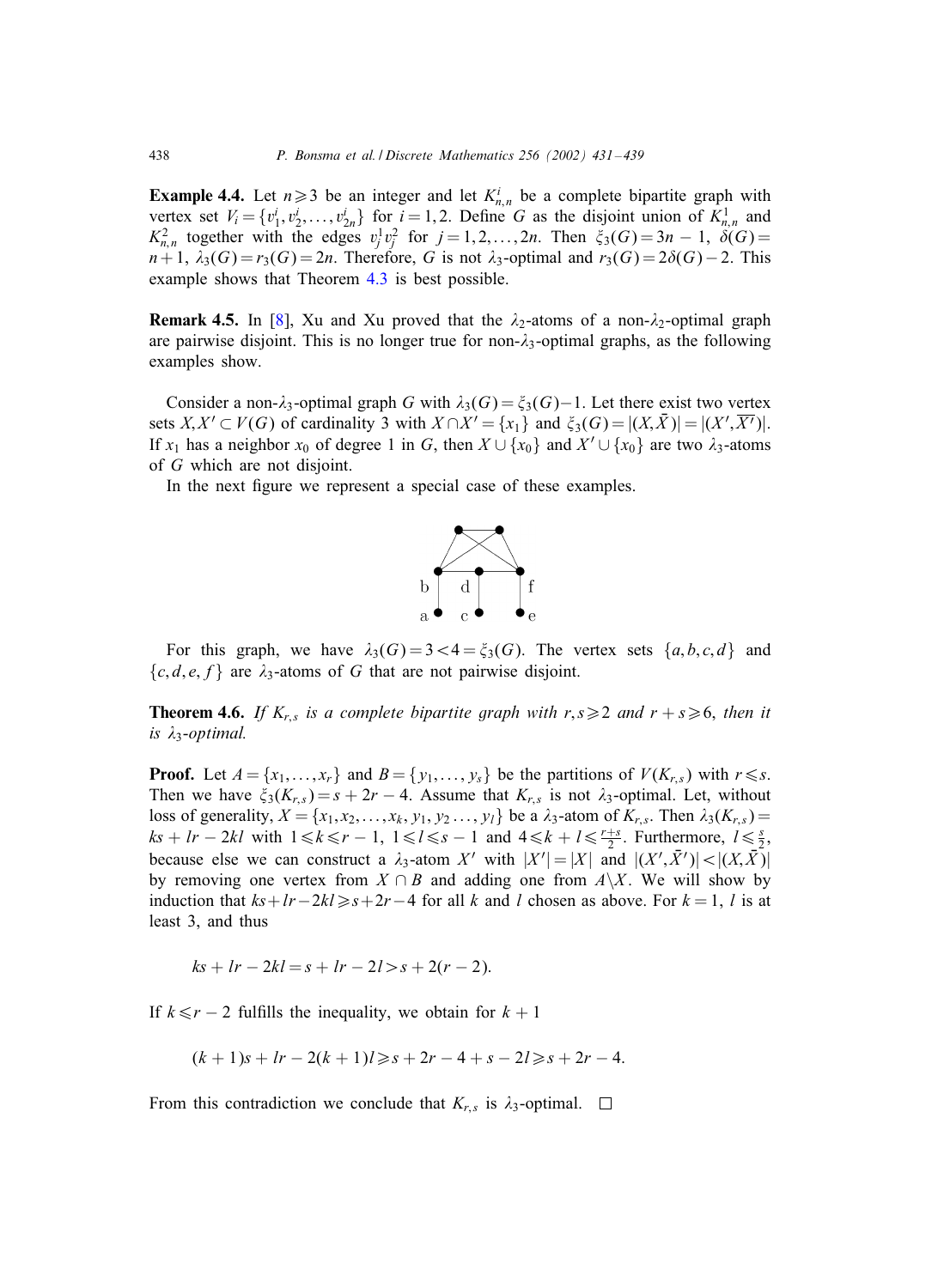**Example 4.4.** Let $n \geqslant 3$ be an integer and let $K^i_{n,n}$ be a complete bipartite graph with vertex set $V_i = \{v^i_1, v^i_2, \ldots, v^i_{2n}\}$ for $i = 1, 2$. Define $G$ as the disjoint union of $K^1_{n,n}$ and $K^2_{n,n}$ together with the edges $v^1_j v^2_j$ for $j = 1, 2, \ldots, 2n$. Then $\xi_3(G) = 3n - 1$, $\delta(G) = n + 1$, $\lambda_3(G) = r_3(G) = 2n$. Therefore, $G$ is not $\lambda_3$-optimal and $r_3(G) = 2\delta(G) - 2$. This example shows that Theorem 4.3 is best possible.

**Remark 4.5.** In [8], Xu and Xu proved that the $\lambda_2$-atoms of a non-$\lambda_2$-optimal graph are pairwise disjoint. This is no longer true for non-$\lambda_3$-optimal graphs, as the following examples show.

Consider a non-$\lambda_3$-optimal graph $G$ with $\lambda_3(G) = \xi_3(G) - 1$. Let there exist two vertex sets $X, X' \subset V(G)$ of cardinality 3 with $X \cap X' = \{x_1\}$ and $\xi_3(G) = |(X, \bar{X})| = |(X', \overline{X'})|$. If $x_1$ has a neighbor $x_0$ of degree 1 in $G$, then $X \cup \{x_0\}$ and $X' \cup \{x_0\}$ are two $\lambda_3$-atoms of $G$ which are not disjoint.

In the next figure we represent a special case of these examples.

For this graph, we have $\lambda_3(G) = 3 < 4 = \xi_3(G)$. The vertex sets $\{a, b, c, d\}$ and $\{c, d, e, f\}$ are $\lambda_3$-atoms of $G$ that are not pairwise disjoint.

**Theorem 4.6.** *If $K_{r,s}$ is a complete bipartite graph with $r, s \geqslant 2$ and $r + s \geqslant 6$, then it is $\lambda_3$-optimal.*

**Proof.** Let $A = \{x_1, \ldots, x_r\}$ and $B = \{y_1, \ldots, y_s\}$ be the partitions of $V(K_{r,s})$ with $r \leqslant s$. Then we have $\xi_3(K_{r,s}) = s + 2r - 4$. Assume that $K_{r,s}$ is not $\lambda_3$-optimal. Let, without loss of generality, $X = \{x_1, x_2, \ldots, x_k, y_1, y_2 \ldots, y_l\}$ be a $\lambda_3$-atom of $K_{r,s}$. Then $\lambda_3(K_{r,s}) = ks + lr - 2kl$ with $1 \leqslant k \leqslant r - 1$, $1 \leqslant l \leqslant s - 1$ and $4 \leqslant k + l \leqslant \frac{r+s}{2}$. Furthermore, $l \leqslant \frac{s}{2}$, because else we can construct a $\lambda_3$-atom $X'$ with $|X'| = |X|$ and $|(X', \bar{X'})| < |(X, \bar{X})|$ by removing one vertex from $X \cap B$ and adding one from $A \backslash X$. We will show by induction that $ks + lr - 2kl \geqslant s + 2r - 4$ for all $k$ and $l$ chosen as above. For $k = 1$, $l$ is at least 3, and thus

$$ks + lr - 2kl = s + lr - 2l > s + 2(r - 2).$$

If $k \leqslant r - 2$ fulfills the inequality, we obtain for $k + 1$

$$(k + 1)s + lr - 2(k + 1)l \geqslant s + 2r - 4 + s - 2l \geqslant s + 2r - 4.$$

From this contradiction we conclude that $K_{r,s}$ is $\lambda_3$-optimal. $\square$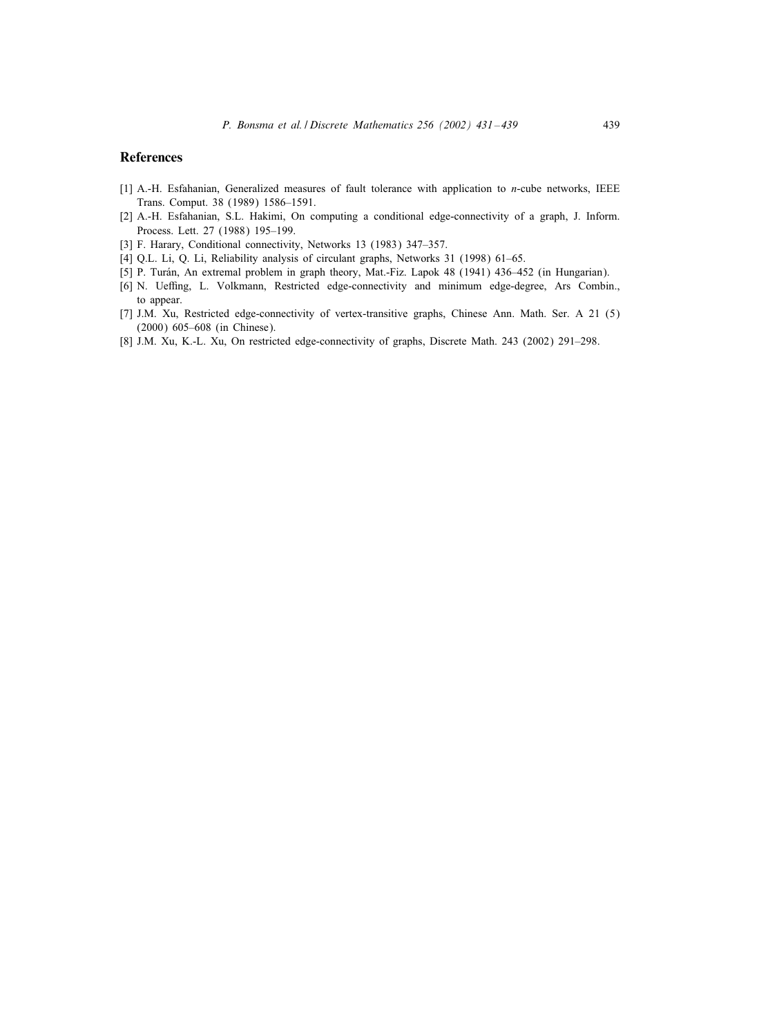## References

[1] A.-H. Esfahanian, Generalized measures of fault tolerance with application to $n$-cube networks, IEEE Trans. Comput. 38 (1989) 1586–1591.

[2] A.-H. Esfahanian, S.L. Hakimi, On computing a conditional edge-connectivity of a graph, J. Inform. Process. Lett. 27 (1988) 195–199.

[3] F. Harary, Conditional connectivity, Networks 13 (1983) 347–357.

[4] Q.L. Li, Q. Li, Reliability analysis of circulant graphs, Networks 31 (1998) 61–65.

[5] P. Turán, An extremal problem in graph theory, Mat.-Fiz. Lapok 48 (1941) 436–452 (in Hungarian).

[6] N. Ueffing, L. Volkmann, Restricted edge-connectivity and minimum edge-degree, Ars Combin., to appear.

[7] J.M. Xu, Restricted edge-connectivity of vertex-transitive graphs, Chinese Ann. Math. Ser. A 21 (5) (2000) 605–608 (in Chinese).

[8] J.M. Xu, K.-L. Xu, On restricted edge-connectivity of graphs, Discrete Math. 243 (2002) 291–298.